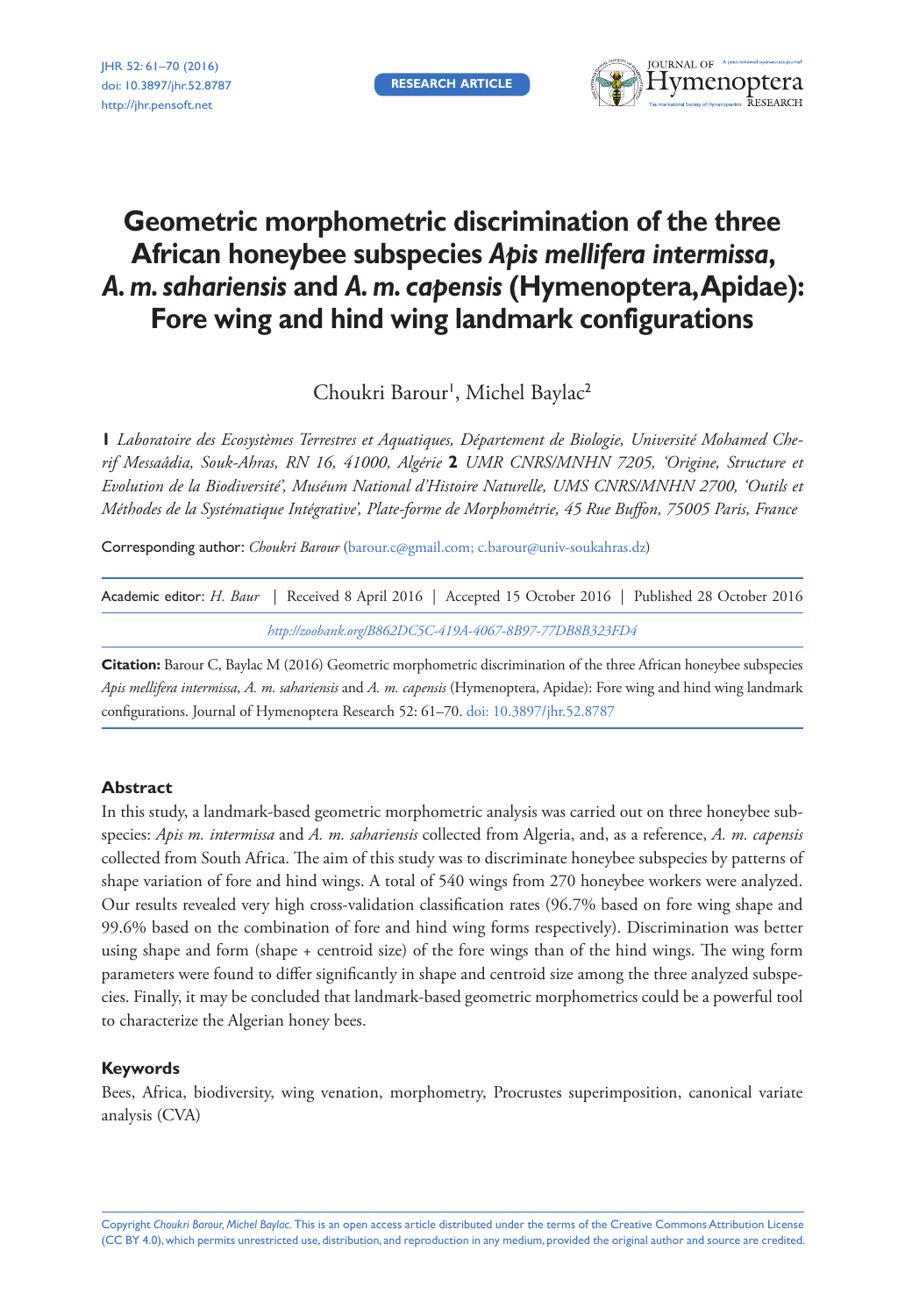RESEARCH ARTICLE

# Geometric morphometric discrimination of the three African honeybee subspecies *Apis mellifera intermissa*, *A. m. sahariensis* and *A. m. capensis* (Hymenoptera, Apidae): Fore wing and hind wing landmark configurations

Choukri Barour[1], Michel Baylac[2]

**1** *Laboratoire des Ecosystèmes Terrestres et Aquatiques, Département de Biologie, Université Mohamed Cherif Messaâdia, Souk-Ahras, RN 16, 41000, Algérie* **2** *UMR CNRS/MNHN 7205, 'Origine, Structure et Evolution de la Biodiversité', Muséum National d'Histoire Naturelle, UMS CNRS/MNHN 2700, 'Outils et Méthodes de la Systématique Intégrative', Plate-forme de Morphométrie, 45 Rue Buffon, 75005 Paris, France*

Corresponding author: *Choukri Barour* (barour.c@gmail.com; c.barour@univ-soukahras.dz)

Academic editor: *H. Baur* | Received 8 April 2016 | Accepted 15 October 2016 | Published 28 October 2016

*http://zoobank.org/B862DC5C-419A-4067-8B97-77DB8B323FD4*

**Citation:** Barour C, Baylac M (2016) Geometric morphometric discrimination of the three African honeybee subspecies *Apis mellifera intermissa*, *A. m. sahariensis* and *A. m. capensis* (Hymenoptera, Apidae): Fore wing and hind wing landmark configurations. Journal of Hymenoptera Research 52: 61–70. doi: 10.3897/jhr.52.8787

## Abstract

In this study, a landmark-based geometric morphometric analysis was carried out on three honeybee subspecies: *Apis m. intermissa* and *A. m. sahariensis* collected from Algeria, and, as a reference, *A. m. capensis* collected from South Africa. The aim of this study was to discriminate honeybee subspecies by patterns of shape variation of fore and hind wings. A total of 540 wings from 270 honeybee workers were analyzed. Our results revealed very high cross-validation classification rates (96.7% based on fore wing shape and 99.6% based on the combination of fore and hind wing forms respectively). Discrimination was better using shape and form (shape + centroid size) of the fore wings than of the hind wings. The wing form parameters were found to differ significantly in shape and centroid size among the three analyzed subspecies. Finally, it may be concluded that landmark-based geometric morphometrics could be a powerful tool to characterize the Algerian honey bees.

## Keywords

Bees, Africa, biodiversity, wing venation, morphometry, Procrustes superimposition, canonical variate analysis (CVA)

Copyright *Choukri Barour, Michel Baylac*. This is an open access article distributed under the terms of the Creative Commons Attribution License (CC BY 4.0), which permits unrestricted use, distribution, and reproduction in any medium, provided the original author and source are credited.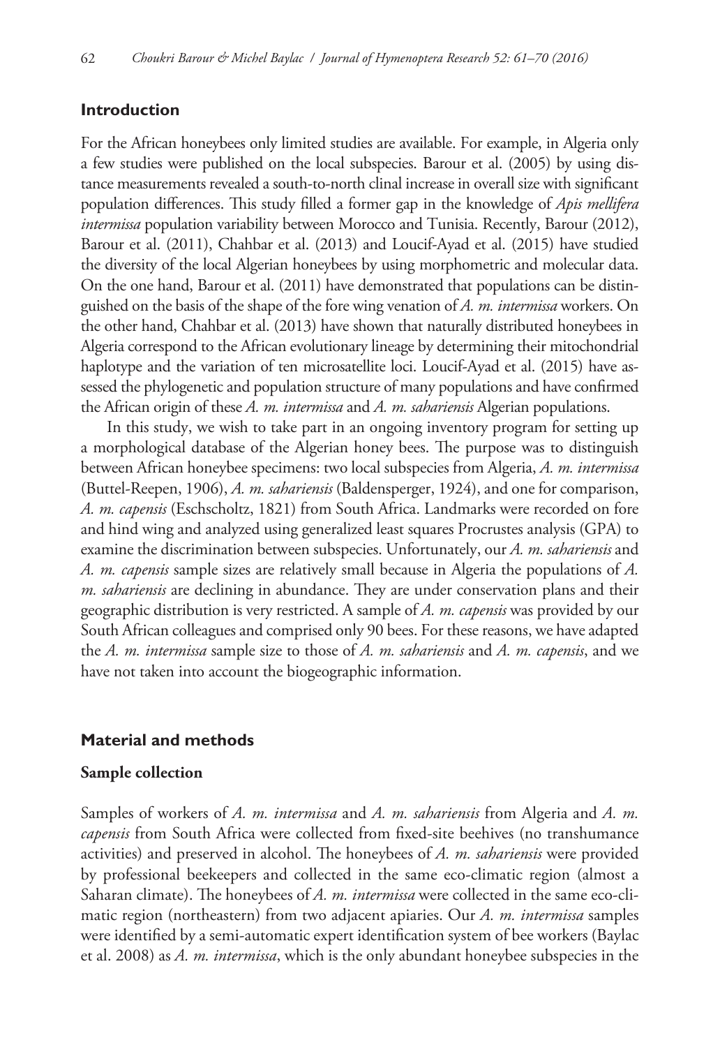## Introduction

For the African honeybees only limited studies are available. For example, in Algeria only a few studies were published on the local subspecies. Barour et al. (2005) by using distance measurements revealed a south-to-north clinal increase in overall size with significant population differences. This study filled a former gap in the knowledge of *Apis mellifera intermissa* population variability between Morocco and Tunisia. Recently, Barour (2012), Barour et al. (2011), Chahbar et al. (2013) and Loucif-Ayad et al. (2015) have studied the diversity of the local Algerian honeybees by using morphometric and molecular data. On the one hand, Barour et al. (2011) have demonstrated that populations can be distinguished on the basis of the shape of the fore wing venation of *A. m. intermissa* workers. On the other hand, Chahbar et al. (2013) have shown that naturally distributed honeybees in Algeria correspond to the African evolutionary lineage by determining their mitochondrial haplotype and the variation of ten microsatellite loci. Loucif-Ayad et al. (2015) have assessed the phylogenetic and population structure of many populations and have confirmed the African origin of these *A. m. intermissa* and *A. m. sahariensis* Algerian populations.

In this study, we wish to take part in an ongoing inventory program for setting up a morphological database of the Algerian honey bees. The purpose was to distinguish between African honeybee specimens: two local subspecies from Algeria, *A. m. intermissa* (Buttel-Reepen, 1906), *A. m. sahariensis* (Baldensperger, 1924), and one for comparison, *A. m. capensis* (Eschscholtz, 1821) from South Africa. Landmarks were recorded on fore and hind wing and analyzed using generalized least squares Procrustes analysis (GPA) to examine the discrimination between subspecies. Unfortunately, our *A. m. sahariensis* and *A. m. capensis* sample sizes are relatively small because in Algeria the populations of *A. m. sahariensis* are declining in abundance. They are under conservation plans and their geographic distribution is very restricted. A sample of *A. m. capensis* was provided by our South African colleagues and comprised only 90 bees. For these reasons, we have adapted the *A. m. intermissa* sample size to those of *A. m. sahariensis* and *A. m. capensis*, and we have not taken into account the biogeographic information.

## Material and methods

### Sample collection

Samples of workers of *A. m. intermissa* and *A. m. sahariensis* from Algeria and *A. m. capensis* from South Africa were collected from fixed-site beehives (no transhumance activities) and preserved in alcohol. The honeybees of *A. m. sahariensis* were provided by professional beekeepers and collected in the same eco-climatic region (almost a Saharan climate). The honeybees of *A. m. intermissa* were collected in the same eco-climatic region (northeastern) from two adjacent apiaries. Our *A. m. intermissa* samples were identified by a semi-automatic expert identification system of bee workers (Baylac et al. 2008) as *A. m. intermissa*, which is the only abundant honeybee subspecies in the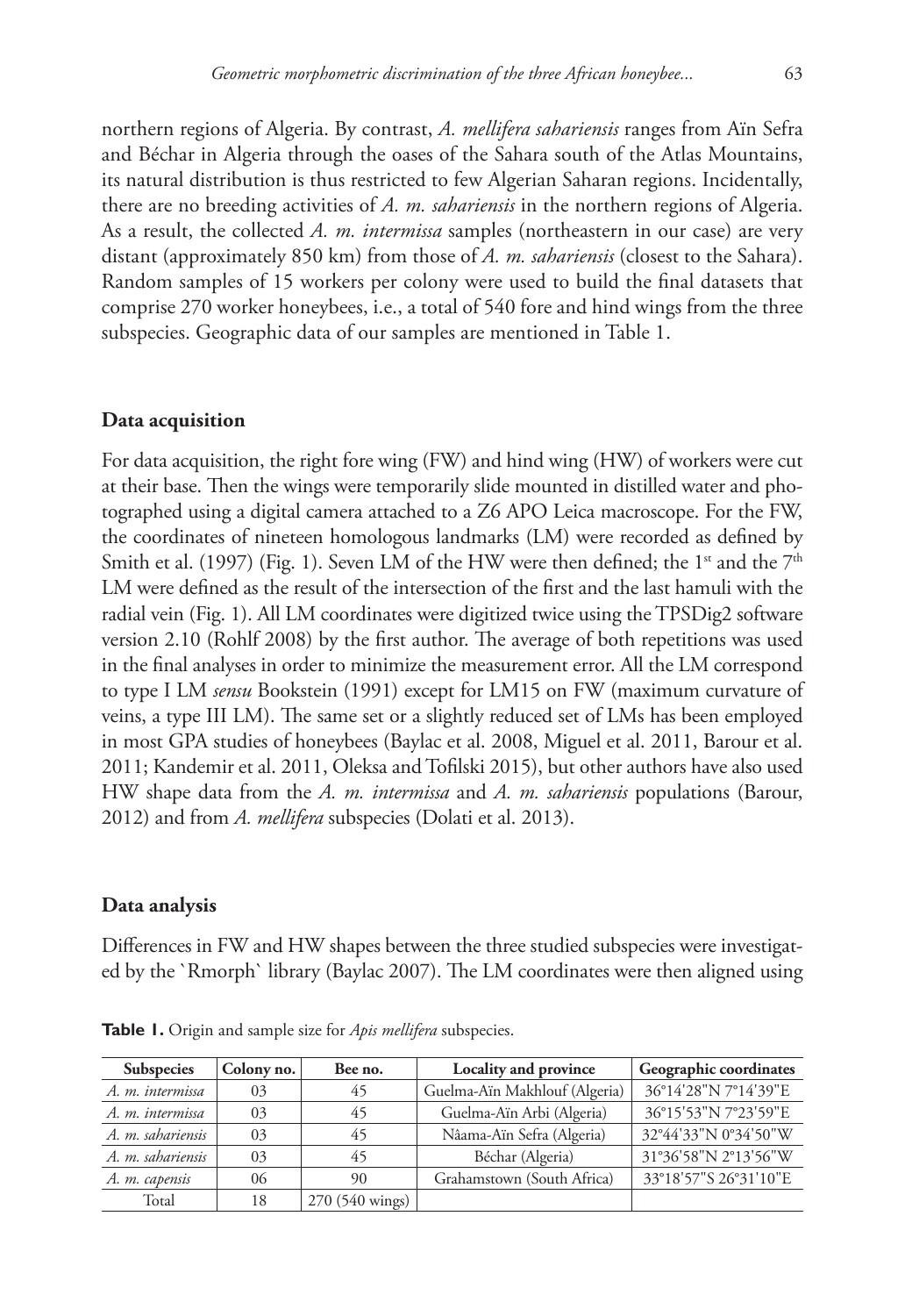northern regions of Algeria. By contrast, *A. mellifera sahariensis* ranges from Aïn Sefra and Béchar in Algeria through the oases of the Sahara south of the Atlas Mountains, its natural distribution is thus restricted to few Algerian Saharan regions. Incidentally, there are no breeding activities of *A. m. sahariensis* in the northern regions of Algeria. As a result, the collected *A. m. intermissa* samples (northeastern in our case) are very distant (approximately 850 km) from those of *A. m. sahariensis* (closest to the Sahara). Random samples of 15 workers per colony were used to build the final datasets that comprise 270 worker honeybees, i.e., a total of 540 fore and hind wings from the three subspecies. Geographic data of our samples are mentioned in Table 1.

### Data acquisition

For data acquisition, the right fore wing (FW) and hind wing (HW) of workers were cut at their base. Then the wings were temporarily slide mounted in distilled water and photographed using a digital camera attached to a Z6 APO Leica macroscope. For the FW, the coordinates of nineteen homologous landmarks (LM) were recorded as defined by Smith et al. (1997) (Fig. 1). Seven LM of the HW were then defined; the 1st and the 7th LM were defined as the result of the intersection of the first and the last hamuli with the radial vein (Fig. 1). All LM coordinates were digitized twice using the TPSDig2 software version 2.10 (Rohlf 2008) by the first author. The average of both repetitions was used in the final analyses in order to minimize the measurement error. All the LM correspond to type I LM *sensu* Bookstein (1991) except for LM15 on FW (maximum curvature of veins, a type III LM). The same set or a slightly reduced set of LMs has been employed in most GPA studies of honeybees (Baylac et al. 2008, Miguel et al. 2011, Barour et al. 2011; Kandemir et al. 2011, Oleksa and Tofilski 2015), but other authors have also used HW shape data from the *A. m. intermissa* and *A. m. sahariensis* populations (Barour, 2012) and from *A. mellifera* subspecies (Dolati et al. 2013).

### Data analysis

Differences in FW and HW shapes between the three studied subspecies were investigated by the `Rmorph` library (Baylac 2007). The LM coordinates were then aligned using

**Table 1.** Origin and sample size for *Apis mellifera* subspecies.

| Subspecies | Colony no. | Bee no. | Locality and province | Geographic coordinates |
|---|---|---|---|---|
| *A. m. intermissa* | 03 | 45 | Guelma-Aïn Makhlouf (Algeria) | 36°14'28"N 7°14'39"E |
| *A. m. intermissa* | 03 | 45 | Guelma-Aïn Arbi (Algeria) | 36°15'53"N 7°23'59"E |
| *A. m. sahariensis* | 03 | 45 | Nâama-Aïn Sefra (Algeria) | 32°44'33"N 0°34'50"W |
| *A. m. sahariensis* | 03 | 45 | Béchar (Algeria) | 31°36'58"N 2°13'56"W |
| *A. m. capensis* | 06 | 90 | Grahamstown (South Africa) | 33°18'57"S 26°31'10"E |
| Total | 18 | 270 (540 wings) | | |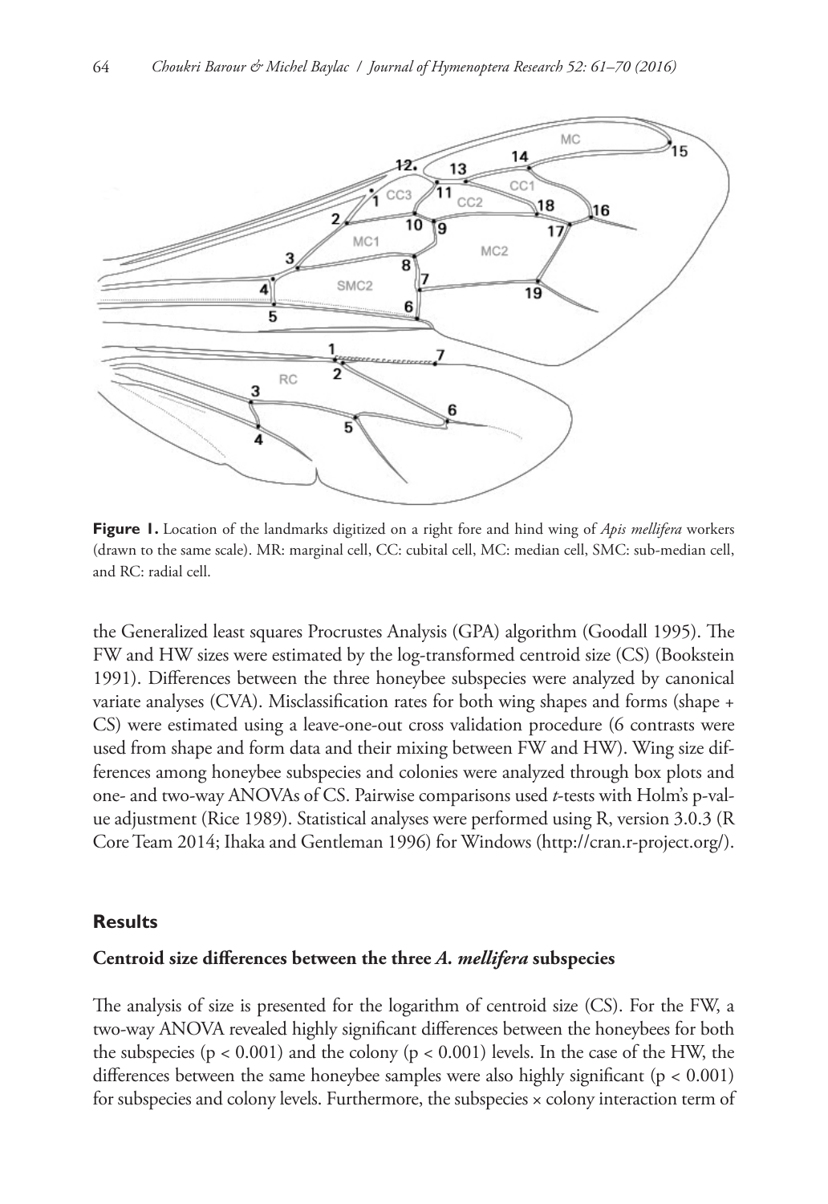**Figure 1.** Location of the landmarks digitized on a right fore and hind wing of *Apis mellifera* workers (drawn to the same scale). MR: marginal cell, CC: cubital cell, MC: median cell, SMC: sub-median cell, and RC: radial cell.

the Generalized least squares Procrustes Analysis (GPA) algorithm (Goodall 1995). The FW and HW sizes were estimated by the log-transformed centroid size (CS) (Bookstein 1991). Differences between the three honeybee subspecies were analyzed by canonical variate analyses (CVA). Misclassification rates for both wing shapes and forms (shape + CS) were estimated using a leave-one-out cross validation procedure (6 contrasts were used from shape and form data and their mixing between FW and HW). Wing size differences among honeybee subspecies and colonies were analyzed through box plots and one- and two-way ANOVAs of CS. Pairwise comparisons used *t*-tests with Holm's p-value adjustment (Rice 1989). Statistical analyses were performed using R, version 3.0.3 (R Core Team 2014; Ihaka and Gentleman 1996) for Windows (http://cran.r-project.org/).

## Results

### Centroid size differences between the three *A. mellifera* subspecies

The analysis of size is presented for the logarithm of centroid size (CS). For the FW, a two-way ANOVA revealed highly significant differences between the honeybees for both the subspecies ($p < 0.001$) and the colony ($p < 0.001$) levels. In the case of the HW, the differences between the same honeybee samples were also highly significant ($p < 0.001$) for subspecies and colony levels. Furthermore, the subspecies × colony interaction term of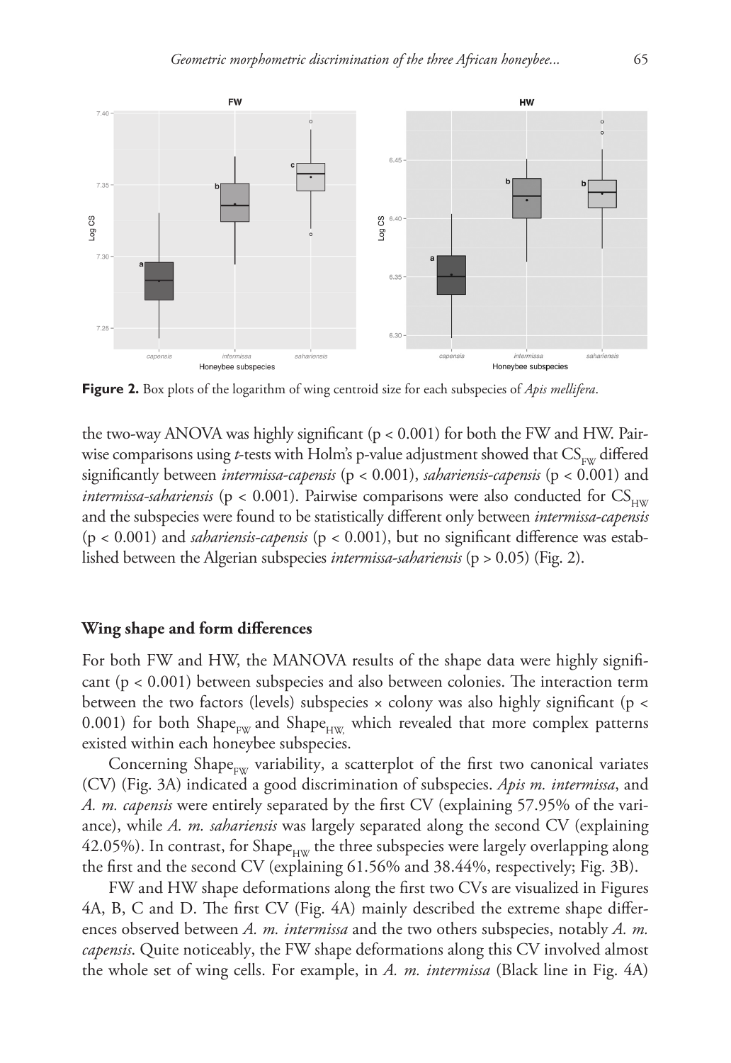**Figure 2.** Box plots of the logarithm of wing centroid size for each subspecies of *Apis mellifera*.

the two-way ANOVA was highly significant ($p < 0.001$) for both the FW and HW. Pairwise comparisons using *t*-tests with Holm's p-value adjustment showed that $CS_{FW}$ differed significantly between *intermissa-capensis* ($p < 0.001$), *sahariensis-capensis* ($p < 0.001$) and *intermissa-sahariensis* ($p < 0.001$). Pairwise comparisons were also conducted for $CS_{HW}$ and the subspecies were found to be statistically different only between *intermissa-capensis* ($p < 0.001$) and *sahariensis-capensis* ($p < 0.001$), but no significant difference was established between the Algerian subspecies *intermissa-sahariensis* ($p > 0.05$) (Fig. 2).

### Wing shape and form differences

For both FW and HW, the MANOVA results of the shape data were highly significant ($p < 0.001$) between subspecies and also between colonies. The interaction term between the two factors (levels) subspecies × colony was also highly significant ($p < 0.001$) for both $Shape_{FW}$ and $Shape_{HW}$, which revealed that more complex patterns existed within each honeybee subspecies.

Concerning $Shape_{FW}$ variability, a scatterplot of the first two canonical variates (CV) (Fig. 3A) indicated a good discrimination of subspecies. *Apis m. intermissa*, and *A. m. capensis* were entirely separated by the first CV (explaining 57.95% of the variance), while *A. m. sahariensis* was largely separated along the second CV (explaining 42.05%). In contrast, for $Shape_{HW}$ the three subspecies were largely overlapping along the first and the second CV (explaining 61.56% and 38.44%, respectively; Fig. 3B).

FW and HW shape deformations along the first two CVs are visualized in Figures 4A, B, C and D. The first CV (Fig. 4A) mainly described the extreme shape differences observed between *A. m. intermissa* and the two others subspecies, notably *A. m. capensis*. Quite noticeably, the FW shape deformations along this CV involved almost the whole set of wing cells. For example, in *A. m. intermissa* (Black line in Fig. 4A)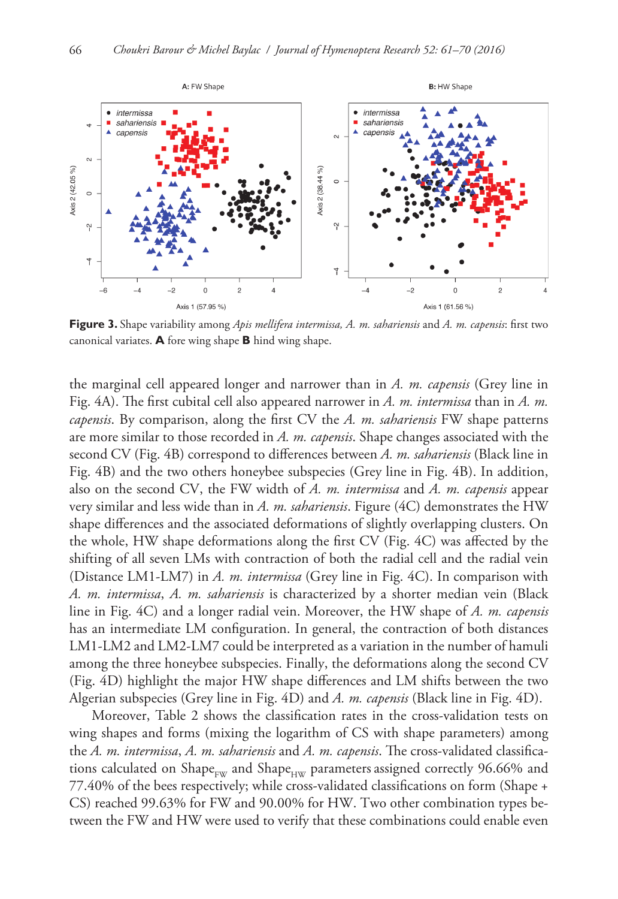**Figure 3.** Shape variability among *Apis mellifera intermissa, A. m. sahariensis* and *A. m. capensis*: first two canonical variates. **A** fore wing shape **B** hind wing shape.

the marginal cell appeared longer and narrower than in *A. m. capensis* (Grey line in Fig. 4A). The first cubital cell also appeared narrower in *A. m. intermissa* than in *A. m. capensis*. By comparison, along the first CV the *A. m. sahariensis* FW shape patterns are more similar to those recorded in *A. m. capensis*. Shape changes associated with the second CV (Fig. 4B) correspond to differences between *A. m. sahariensis* (Black line in Fig. 4B) and the two others honeybee subspecies (Grey line in Fig. 4B). In addition, also on the second CV, the FW width of *A. m. intermissa* and *A. m. capensis* appear very similar and less wide than in *A. m. sahariensis*. Figure (4C) demonstrates the HW shape differences and the associated deformations of slightly overlapping clusters. On the whole, HW shape deformations along the first CV (Fig. 4C) was affected by the shifting of all seven LMs with contraction of both the radial cell and the radial vein (Distance LM1-LM7) in *A. m. intermissa* (Grey line in Fig. 4C). In comparison with *A. m. intermissa*, *A. m. sahariensis* is characterized by a shorter median vein (Black line in Fig. 4C) and a longer radial vein. Moreover, the HW shape of *A. m. capensis* has an intermediate LM configuration. In general, the contraction of both distances LM1-LM2 and LM2-LM7 could be interpreted as a variation in the number of hamuli among the three honeybee subspecies. Finally, the deformations along the second CV (Fig. 4D) highlight the major HW shape differences and LM shifts between the two Algerian subspecies (Grey line in Fig. 4D) and *A. m. capensis* (Black line in Fig. 4D).

Moreover, Table 2 shows the classification rates in the cross-validation tests on wing shapes and forms (mixing the logarithm of CS with shape parameters) among the *A. m. intermissa*, *A. m. sahariensis* and *A. m. capensis*. The cross-validated classifications calculated on $Shape_{FW}$ and $Shape_{HW}$ parameters assigned correctly 96.66% and 77.40% of the bees respectively; while cross-validated classifications on form (Shape + CS) reached 99.63% for FW and 90.00% for HW. Two other combination types between the FW and HW were used to verify that these combinations could enable even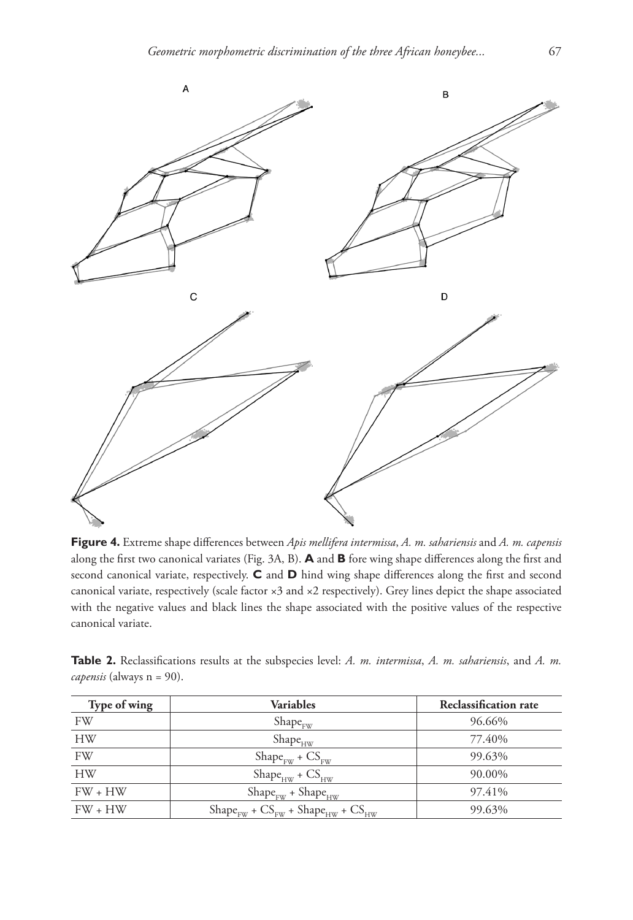**Figure 4.** Extreme shape differences between *Apis mellifera intermissa*, *A. m. sahariensis* and *A. m. capensis* along the first two canonical variates (Fig. 3A, B). **A** and **B** fore wing shape differences along the first and second canonical variate, respectively. **C** and **D** hind wing shape differences along the first and second canonical variate, respectively (scale factor ×3 and ×2 respectively). Grey lines depict the shape associated with the negative values and black lines the shape associated with the positive values of the respective canonical variate.

**Table 2.** Reclassifications results at the subspecies level: *A. m. intermissa*, *A. m. sahariensis*, and *A. m. capensis* (always n = 90).

| Type of wing | Variables | Reclassification rate |
|---|---|---|
| FW | $Shape_{FW}$ | 96.66% |
| HW | $Shape_{HW}$ | 77.40% |
| FW | $Shape_{FW} + CS_{FW}$ | 99.63% |
| HW | $Shape_{HW} + CS_{HW}$ | 90.00% |
| FW + HW | $Shape_{FW} + Shape_{HW}$ | 97.41% |
| FW + HW | $Shape_{FW} + CS_{FW} + Shape_{HW} + CS_{HW}$ | 99.63% |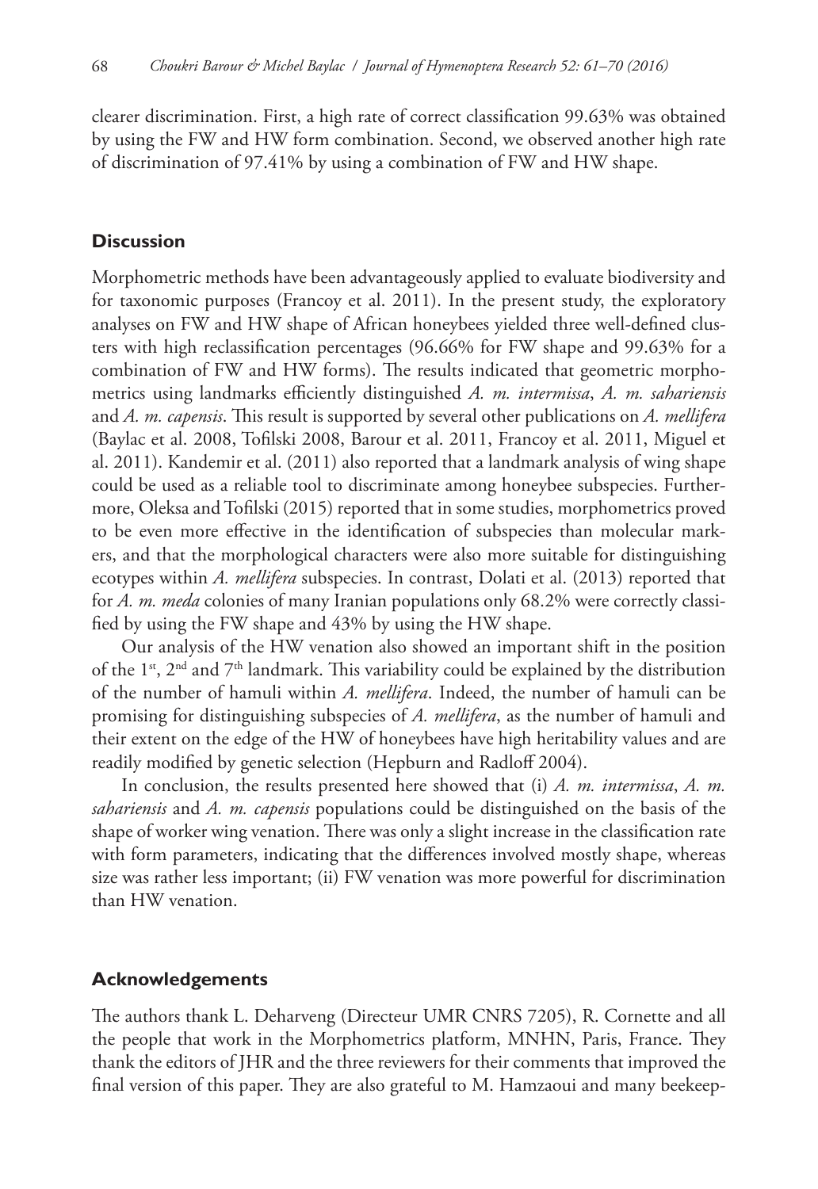clearer discrimination. First, a high rate of correct classification 99.63% was obtained by using the FW and HW form combination. Second, we observed another high rate of discrimination of 97.41% by using a combination of FW and HW shape.

## Discussion

Morphometric methods have been advantageously applied to evaluate biodiversity and for taxonomic purposes (Francoy et al. 2011). In the present study, the exploratory analyses on FW and HW shape of African honeybees yielded three well-defined clusters with high reclassification percentages (96.66% for FW shape and 99.63% for a combination of FW and HW forms). The results indicated that geometric morphometrics using landmarks efficiently distinguished *A. m. intermissa*, *A. m. sahariensis* and *A. m. capensis*. This result is supported by several other publications on *A. mellifera* (Baylac et al. 2008, Tofilski 2008, Barour et al. 2011, Francoy et al. 2011, Miguel et al. 2011). Kandemir et al. (2011) also reported that a landmark analysis of wing shape could be used as a reliable tool to discriminate among honeybee subspecies. Furthermore, Oleksa and Tofilski (2015) reported that in some studies, morphometrics proved to be even more effective in the identification of subspecies than molecular markers, and that the morphological characters were also more suitable for distinguishing ecotypes within *A. mellifera* subspecies. In contrast, Dolati et al. (2013) reported that for *A. m. meda* colonies of many Iranian populations only 68.2% were correctly classified by using the FW shape and 43% by using the HW shape.

Our analysis of the HW venation also showed an important shift in the position of the 1st, 2nd and 7th landmark. This variability could be explained by the distribution of the number of hamuli within *A. mellifera*. Indeed, the number of hamuli can be promising for distinguishing subspecies of *A. mellifera*, as the number of hamuli and their extent on the edge of the HW of honeybees have high heritability values and are readily modified by genetic selection (Hepburn and Radloff 2004).

In conclusion, the results presented here showed that (i) *A. m. intermissa*, *A. m. sahariensis* and *A. m. capensis* populations could be distinguished on the basis of the shape of worker wing venation. There was only a slight increase in the classification rate with form parameters, indicating that the differences involved mostly shape, whereas size was rather less important; (ii) FW venation was more powerful for discrimination than HW venation.

## Acknowledgements

The authors thank L. Deharveng (Directeur UMR CNRS 7205), R. Cornette and all the people that work in the Morphometrics platform, MNHN, Paris, France. They thank the editors of JHR and the three reviewers for their comments that improved the final version of this paper. They are also grateful to M. Hamzaoui and many beekeep-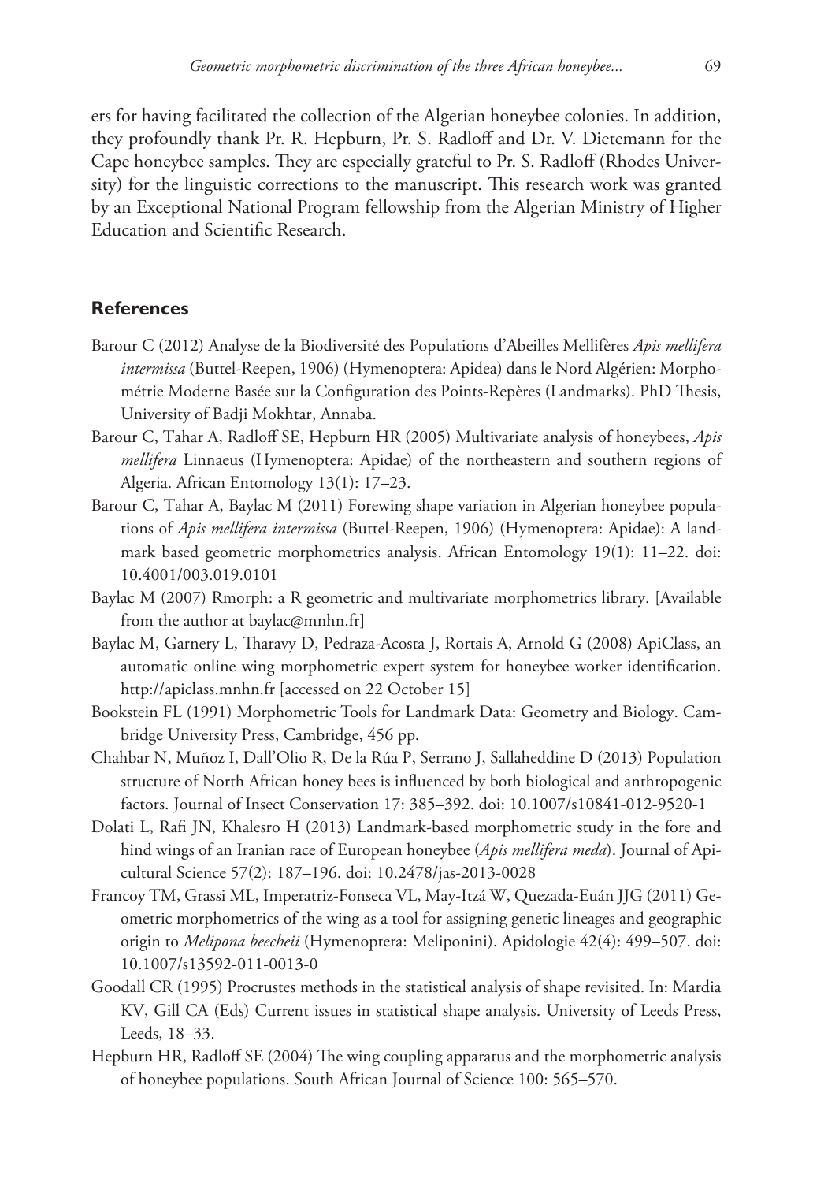ers for having facilitated the collection of the Algerian honeybee colonies. In addition, they profoundly thank Pr. R. Hepburn, Pr. S. Radloff and Dr. V. Dietemann for the Cape honeybee samples. They are especially grateful to Pr. S. Radloff (Rhodes University) for the linguistic corrections to the manuscript. This research work was granted by an Exceptional National Program fellowship from the Algerian Ministry of Higher Education and Scientific Research.

## References

Barour C (2012) Analyse de la Biodiversité des Populations d'Abeilles Mellifères *Apis mellifera intermissa* (Buttel-Reepen, 1906) (Hymenoptera: Apidea) dans le Nord Algérien: Morphométrie Moderne Basée sur la Configuration des Points-Repères (Landmarks). PhD Thesis, University of Badji Mokhtar, Annaba.

Barour C, Tahar A, Radloff SE, Hepburn HR (2005) Multivariate analysis of honeybees, *Apis mellifera* Linnaeus (Hymenoptera: Apidae) of the northeastern and southern regions of Algeria. African Entomology 13(1): 17–23.

Barour C, Tahar A, Baylac M (2011) Forewing shape variation in Algerian honeybee populations of *Apis mellifera intermissa* (Buttel-Reepen, 1906) (Hymenoptera: Apidae): A landmark based geometric morphometrics analysis. African Entomology 19(1): 11–22. doi: 10.4001/003.019.0101

Baylac M (2007) Rmorph: a R geometric and multivariate morphometrics library. [Available from the author at baylac@mnhn.fr]

Baylac M, Garnery L, Tharavy D, Pedraza-Acosta J, Rortais A, Arnold G (2008) ApiClass, an automatic online wing morphometric expert system for honeybee worker identification. http://apiclass.mnhn.fr [accessed on 22 October 15]

Bookstein FL (1991) Morphometric Tools for Landmark Data: Geometry and Biology. Cambridge University Press, Cambridge, 456 pp.

Chahbar N, Muñoz I, Dall'Olio R, De la Rúa P, Serrano J, Sallaheddine D (2013) Population structure of North African honey bees is influenced by both biological and anthropogenic factors. Journal of Insect Conservation 17: 385–392. doi: 10.1007/s10841-012-9520-1

Dolati L, Rafi JN, Khalesro H (2013) Landmark-based morphometric study in the fore and hind wings of an Iranian race of European honeybee (*Apis mellifera meda*). Journal of Apicultural Science 57(2): 187–196. doi: 10.2478/jas-2013-0028

Francoy TM, Grassi ML, Imperatriz-Fonseca VL, May-Itzá W, Quezada-Euán JJG (2011) Geometric morphometrics of the wing as a tool for assigning genetic lineages and geographic origin to *Melipona beecheii* (Hymenoptera: Meliponini). Apidologie 42(4): 499–507. doi: 10.1007/s13592-011-0013-0

Goodall CR (1995) Procrustes methods in the statistical analysis of shape revisited. In: Mardia KV, Gill CA (Eds) Current issues in statistical shape analysis. University of Leeds Press, Leeds, 18–33.

Hepburn HR, Radloff SE (2004) The wing coupling apparatus and the morphometric analysis of honeybee populations. South African Journal of Science 100: 565–570.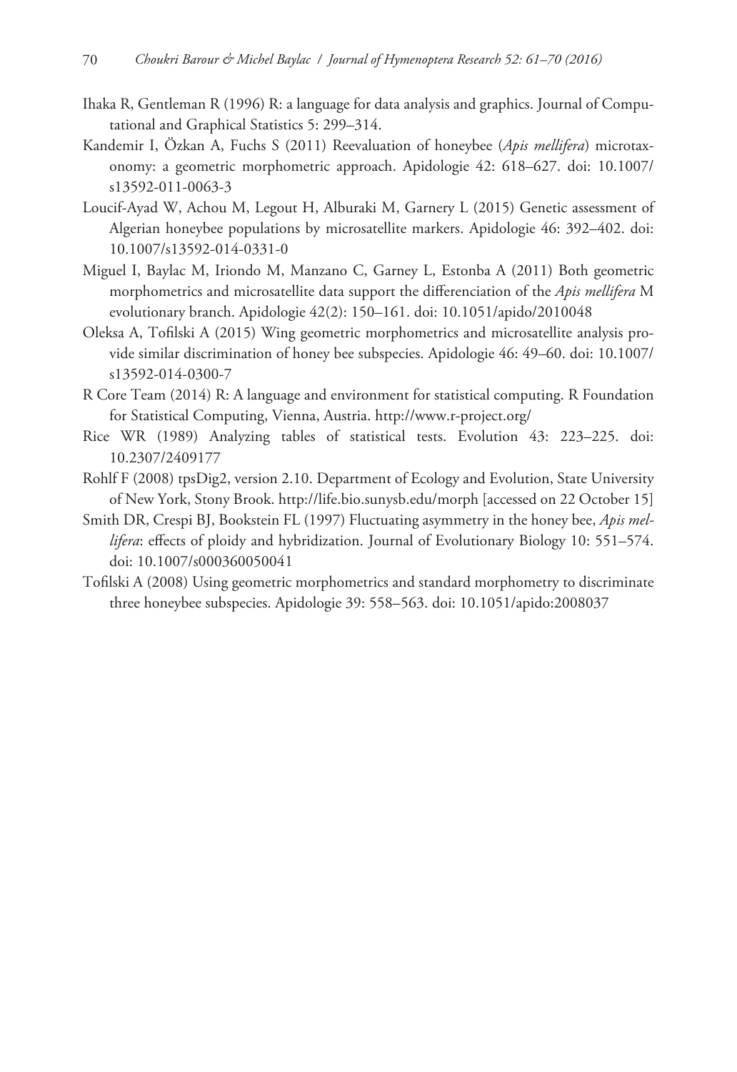Ihaka R, Gentleman R (1996) R: a language for data analysis and graphics. Journal of Computational and Graphical Statistics 5: 299–314.

Kandemir I, Özkan A, Fuchs S (2011) Reevaluation of honeybee (*Apis mellifera*) microtaxonomy: a geometric morphometric approach. Apidologie 42: 618–627. doi: 10.1007/s13592-011-0063-3

Loucif-Ayad W, Achou M, Legout H, Alburaki M, Garnery L (2015) Genetic assessment of Algerian honeybee populations by microsatellite markers. Apidologie 46: 392–402. doi: 10.1007/s13592-014-0331-0

Miguel I, Baylac M, Iriondo M, Manzano C, Garney L, Estonba A (2011) Both geometric morphometrics and microsatellite data support the differenciation of the *Apis mellifera* M evolutionary branch. Apidologie 42(2): 150–161. doi: 10.1051/apido/2010048

Oleksa A, Tofilski A (2015) Wing geometric morphometrics and microsatellite analysis provide similar discrimination of honey bee subspecies. Apidologie 46: 49–60. doi: 10.1007/s13592-014-0300-7

R Core Team (2014) R: A language and environment for statistical computing. R Foundation for Statistical Computing, Vienna, Austria. http://www.r-project.org/

Rice WR (1989) Analyzing tables of statistical tests. Evolution 43: 223–225. doi: 10.2307/2409177

Rohlf F (2008) tpsDig2, version 2.10. Department of Ecology and Evolution, State University of New York, Stony Brook. http://life.bio.sunysb.edu/morph [accessed on 22 October 15]

Smith DR, Crespi BJ, Bookstein FL (1997) Fluctuating asymmetry in the honey bee, *Apis mellifera*: effects of ploidy and hybridization. Journal of Evolutionary Biology 10: 551–574. doi: 10.1007/s000360050041

Tofilski A (2008) Using geometric morphometrics and standard morphometry to discriminate three honeybee subspecies. Apidologie 39: 558–563. doi: 10.1051/apido:2008037